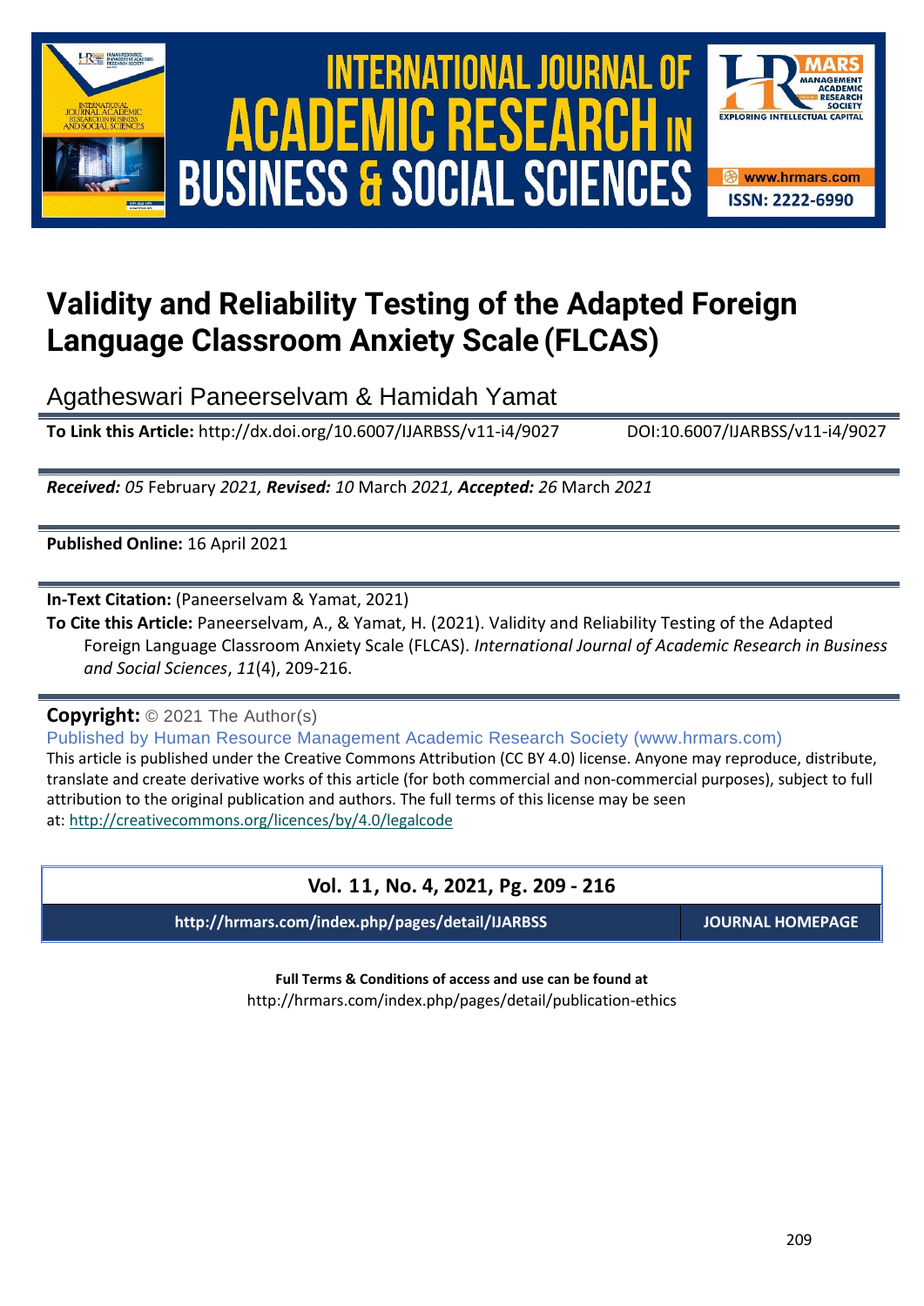# Validity and Reliability Testing of the Adapted Foreign Language Classroom Anxiety Scale (FLCAS)

Agatheswari Paneerselvam & Hamidah Yamat

**To Link this Article:** http://dx.doi.org/10.6007/IJARBSS/v11-i4/9027 DOI:10.6007/IJARBSS/v11-i4/9027

***Received:*** *05* February *2021,* ***Revised:*** *10* March *2021,* ***Accepted:*** *26* March *2021*

**Published Online:** 16 April 2021

**In-Text Citation:** (Paneerselvam & Yamat, 2021)

**To Cite this Article:** Paneerselvam, A., & Yamat, H. (2021). Validity and Reliability Testing of the Adapted Foreign Language Classroom Anxiety Scale (FLCAS). *International Journal of Academic Research in Business and Social Sciences*, *11*(4), 209-216.

**Copyright:** © 2021 The Author(s)

Published by Human Resource Management Academic Research Society (www.hrmars.com)

This article is published under the Creative Commons Attribution (CC BY 4.0) license. Anyone may reproduce, distribute, translate and create derivative works of this article (for both commercial and non-commercial purposes), subject to full attribution to the original publication and authors. The full terms of this license may be seen at: http://creativecommons.org/licences/by/4.0/legalcode

**Vol. 11, No. 4, 2021, Pg. 209 - 216**

**http://hrmars.com/index.php/pages/detail/IJARBSS** **JOURNAL HOMEPAGE**

**Full Terms & Conditions of access and use can be found at**

http://hrmars.com/index.php/pages/detail/publication-ethics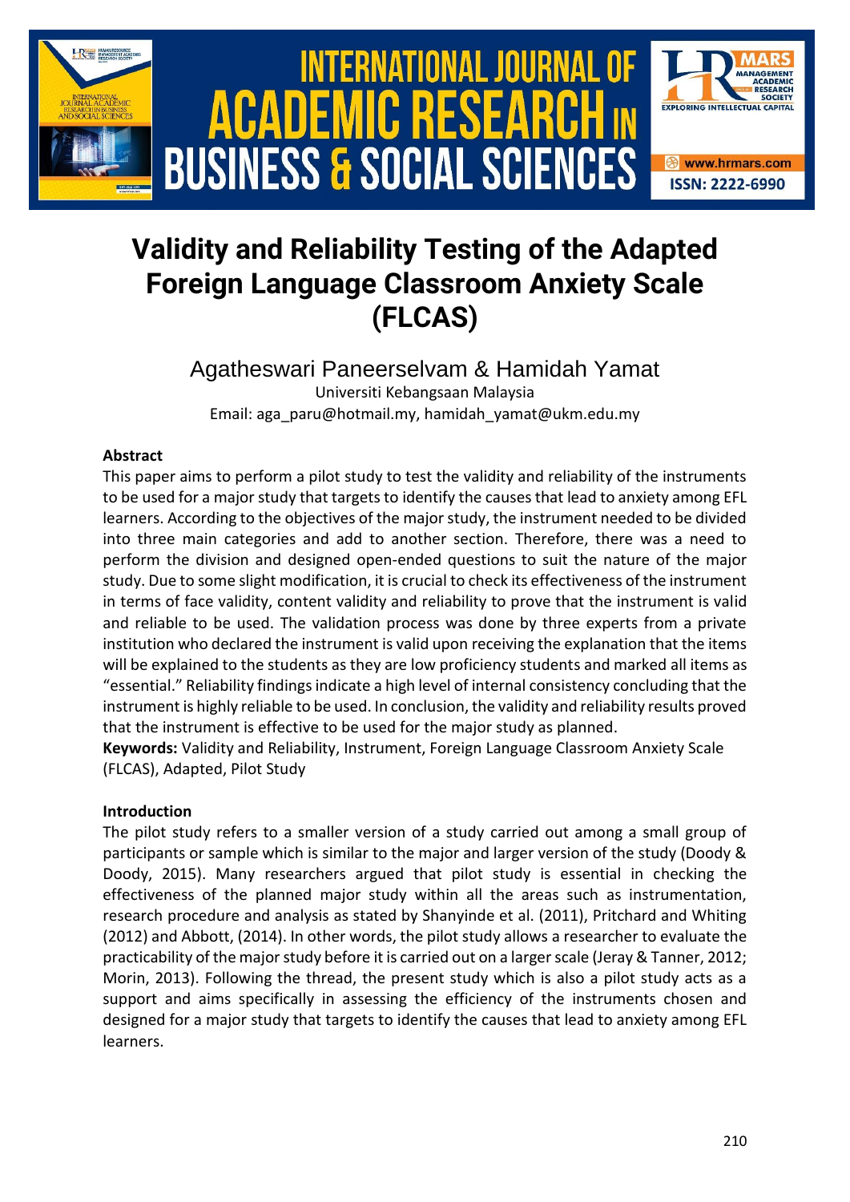# Validity and Reliability Testing of the Adapted Foreign Language Classroom Anxiety Scale (FLCAS)

Agatheswari Paneerselvam & Hamidah Yamat

Universiti Kebangsaan Malaysia

Email: aga_paru@hotmail.my, hamidah_yamat@ukm.edu.my

### Abstract

This paper aims to perform a pilot study to test the validity and reliability of the instruments to be used for a major study that targets to identify the causes that lead to anxiety among EFL learners. According to the objectives of the major study, the instrument needed to be divided into three main categories and add to another section. Therefore, there was a need to perform the division and designed open-ended questions to suit the nature of the major study. Due to some slight modification, it is crucial to check its effectiveness of the instrument in terms of face validity, content validity and reliability to prove that the instrument is valid and reliable to be used. The validation process was done by three experts from a private institution who declared the instrument is valid upon receiving the explanation that the items will be explained to the students as they are low proficiency students and marked all items as "essential." Reliability findings indicate a high level of internal consistency concluding that the instrument is highly reliable to be used. In conclusion, the validity and reliability results proved that the instrument is effective to be used for the major study as planned.

**Keywords:** Validity and Reliability, Instrument, Foreign Language Classroom Anxiety Scale (FLCAS), Adapted, Pilot Study

### Introduction

The pilot study refers to a smaller version of a study carried out among a small group of participants or sample which is similar to the major and larger version of the study (Doody & Doody, 2015). Many researchers argued that pilot study is essential in checking the effectiveness of the planned major study within all the areas such as instrumentation, research procedure and analysis as stated by Shanyinde et al. (2011), Pritchard and Whiting (2012) and Abbott, (2014). In other words, the pilot study allows a researcher to evaluate the practicability of the major study before it is carried out on a larger scale (Jeray & Tanner, 2012; Morin, 2013). Following the thread, the present study which is also a pilot study acts as a support and aims specifically in assessing the efficiency of the instruments chosen and designed for a major study that targets to identify the causes that lead to anxiety among EFL learners.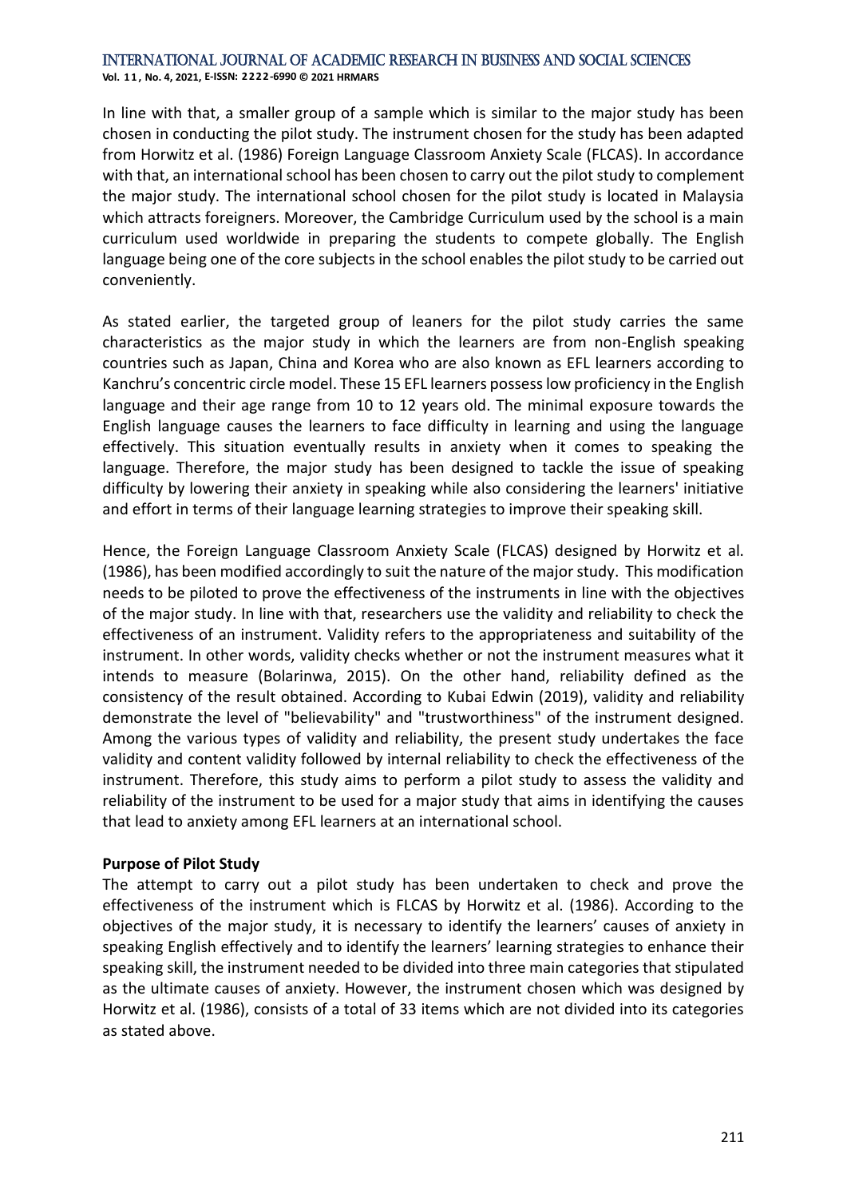In line with that, a smaller group of a sample which is similar to the major study has been chosen in conducting the pilot study. The instrument chosen for the study has been adapted from Horwitz et al. (1986) Foreign Language Classroom Anxiety Scale (FLCAS). In accordance with that, an international school has been chosen to carry out the pilot study to complement the major study. The international school chosen for the pilot study is located in Malaysia which attracts foreigners. Moreover, the Cambridge Curriculum used by the school is a main curriculum used worldwide in preparing the students to compete globally. The English language being one of the core subjects in the school enables the pilot study to be carried out conveniently.

As stated earlier, the targeted group of leaners for the pilot study carries the same characteristics as the major study in which the learners are from non-English speaking countries such as Japan, China and Korea who are also known as EFL learners according to Kanchru's concentric circle model. These 15 EFL learners possess low proficiency in the English language and their age range from 10 to 12 years old. The minimal exposure towards the English language causes the learners to face difficulty in learning and using the language effectively. This situation eventually results in anxiety when it comes to speaking the language. Therefore, the major study has been designed to tackle the issue of speaking difficulty by lowering their anxiety in speaking while also considering the learners' initiative and effort in terms of their language learning strategies to improve their speaking skill.

Hence, the Foreign Language Classroom Anxiety Scale (FLCAS) designed by Horwitz et al. (1986), has been modified accordingly to suit the nature of the major study. This modification needs to be piloted to prove the effectiveness of the instruments in line with the objectives of the major study. In line with that, researchers use the validity and reliability to check the effectiveness of an instrument. Validity refers to the appropriateness and suitability of the instrument. In other words, validity checks whether or not the instrument measures what it intends to measure (Bolarinwa, 2015). On the other hand, reliability defined as the consistency of the result obtained. According to Kubai Edwin (2019), validity and reliability demonstrate the level of "believability" and "trustworthiness" of the instrument designed. Among the various types of validity and reliability, the present study undertakes the face validity and content validity followed by internal reliability to check the effectiveness of the instrument. Therefore, this study aims to perform a pilot study to assess the validity and reliability of the instrument to be used for a major study that aims in identifying the causes that lead to anxiety among EFL learners at an international school.

**Purpose of Pilot Study**

The attempt to carry out a pilot study has been undertaken to check and prove the effectiveness of the instrument which is FLCAS by Horwitz et al. (1986). According to the objectives of the major study, it is necessary to identify the learners' causes of anxiety in speaking English effectively and to identify the learners' learning strategies to enhance their speaking skill, the instrument needed to be divided into three main categories that stipulated as the ultimate causes of anxiety. However, the instrument chosen which was designed by Horwitz et al. (1986), consists of a total of 33 items which are not divided into its categories as stated above.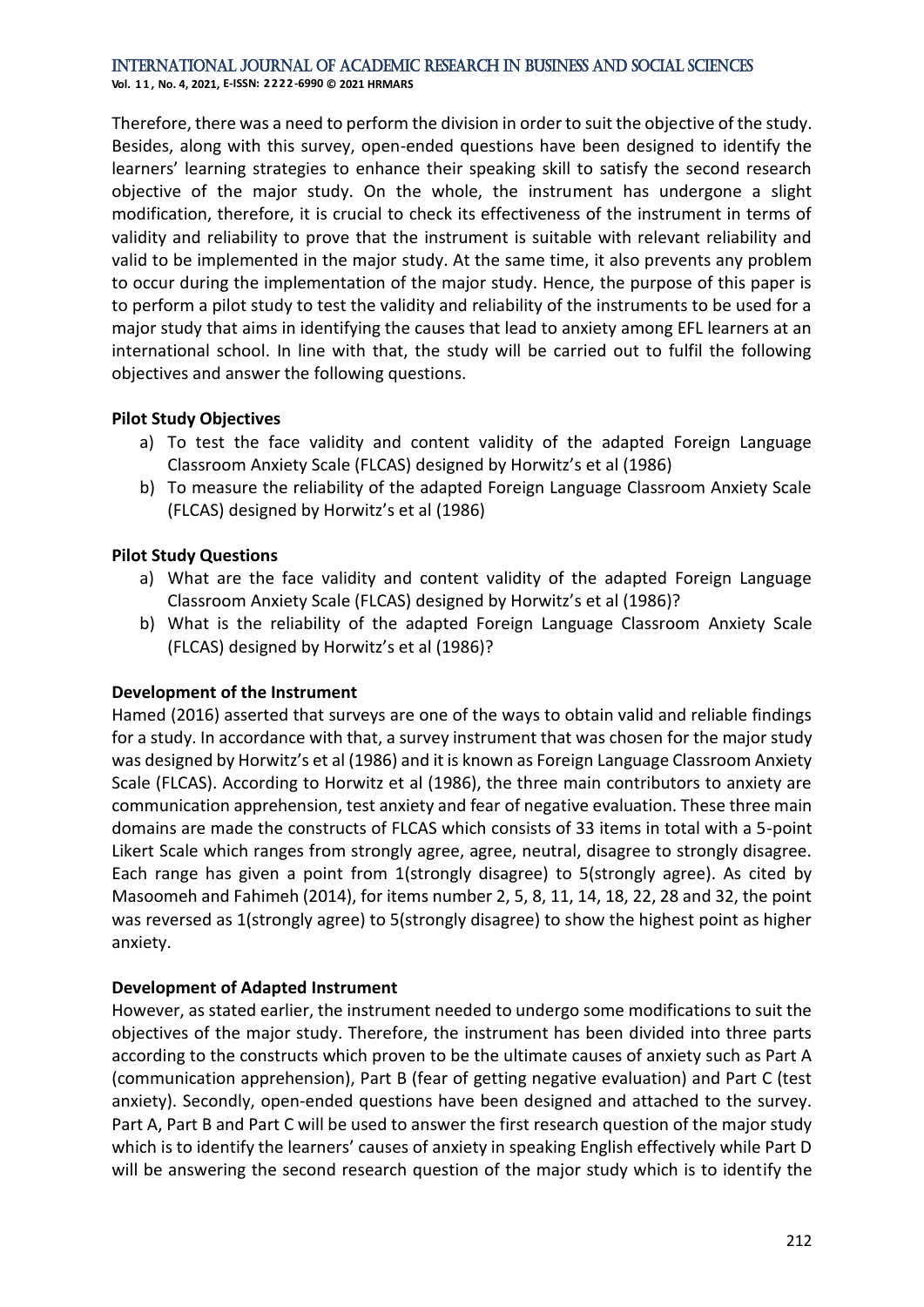Therefore, there was a need to perform the division in order to suit the objective of the study. Besides, along with this survey, open-ended questions have been designed to identify the learners' learning strategies to enhance their speaking skill to satisfy the second research objective of the major study. On the whole, the instrument has undergone a slight modification, therefore, it is crucial to check its effectiveness of the instrument in terms of validity and reliability to prove that the instrument is suitable with relevant reliability and valid to be implemented in the major study. At the same time, it also prevents any problem to occur during the implementation of the major study. Hence, the purpose of this paper is to perform a pilot study to test the validity and reliability of the instruments to be used for a major study that aims in identifying the causes that lead to anxiety among EFL learners at an international school. In line with that, the study will be carried out to fulfil the following objectives and answer the following questions.

**Pilot Study Objectives**

a) To test the face validity and content validity of the adapted Foreign Language Classroom Anxiety Scale (FLCAS) designed by Horwitz's et al (1986)
b) To measure the reliability of the adapted Foreign Language Classroom Anxiety Scale (FLCAS) designed by Horwitz's et al (1986)

**Pilot Study Questions**

a) What are the face validity and content validity of the adapted Foreign Language Classroom Anxiety Scale (FLCAS) designed by Horwitz's et al (1986)?
b) What is the reliability of the adapted Foreign Language Classroom Anxiety Scale (FLCAS) designed by Horwitz's et al (1986)?

**Development of the Instrument**

Hamed (2016) asserted that surveys are one of the ways to obtain valid and reliable findings for a study. In accordance with that, a survey instrument that was chosen for the major study was designed by Horwitz's et al (1986) and it is known as Foreign Language Classroom Anxiety Scale (FLCAS). According to Horwitz et al (1986), the three main contributors to anxiety are communication apprehension, test anxiety and fear of negative evaluation. These three main domains are made the constructs of FLCAS which consists of 33 items in total with a 5-point Likert Scale which ranges from strongly agree, agree, neutral, disagree to strongly disagree. Each range has given a point from 1(strongly disagree) to 5(strongly agree). As cited by Masoomeh and Fahimeh (2014), for items number 2, 5, 8, 11, 14, 18, 22, 28 and 32, the point was reversed as 1(strongly agree) to 5(strongly disagree) to show the highest point as higher anxiety.

**Development of Adapted Instrument**

However, as stated earlier, the instrument needed to undergo some modifications to suit the objectives of the major study. Therefore, the instrument has been divided into three parts according to the constructs which proven to be the ultimate causes of anxiety such as Part A (communication apprehension), Part B (fear of getting negative evaluation) and Part C (test anxiety). Secondly, open-ended questions have been designed and attached to the survey. Part A, Part B and Part C will be used to answer the first research question of the major study which is to identify the learners' causes of anxiety in speaking English effectively while Part D will be answering the second research question of the major study which is to identify the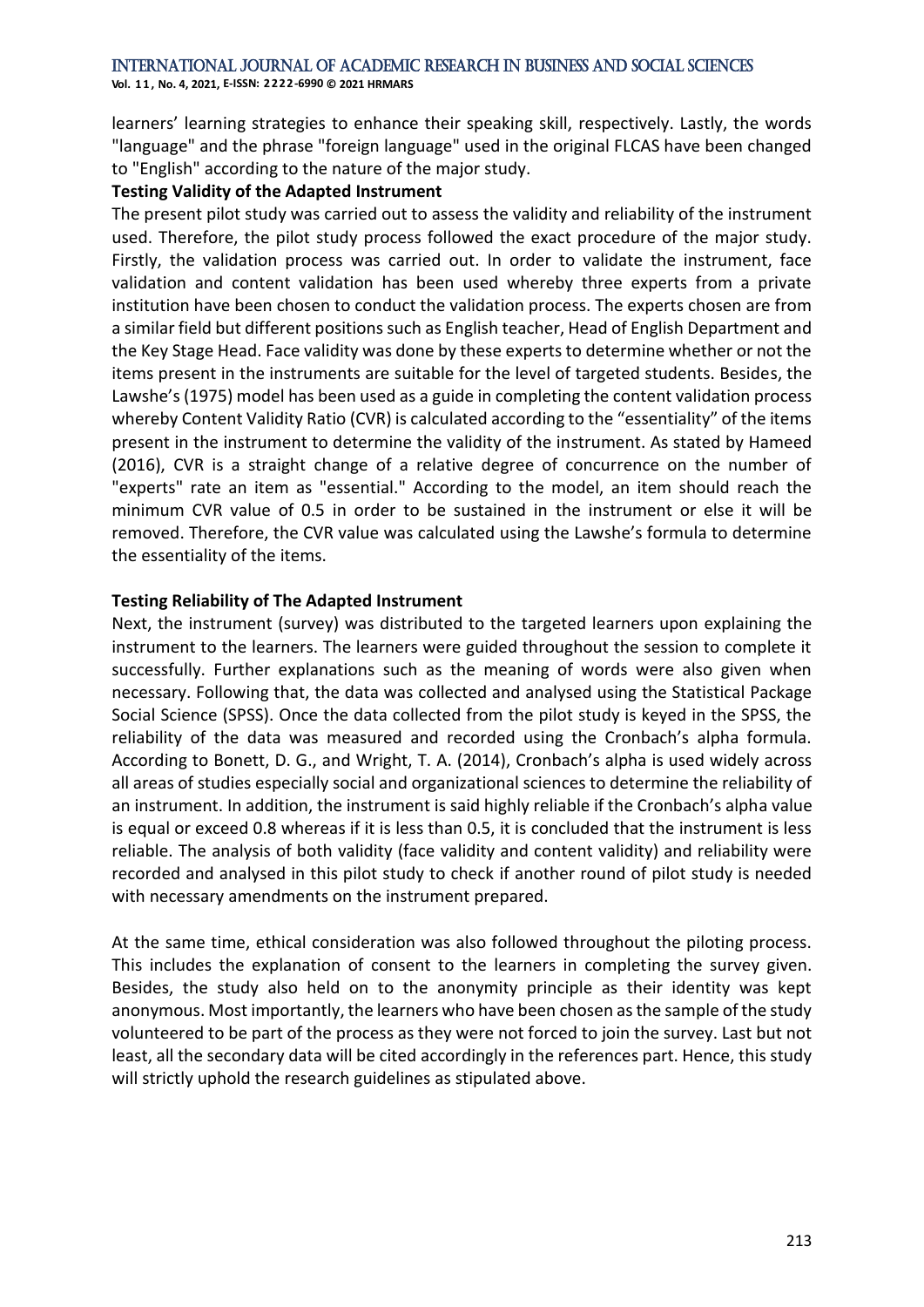learners' learning strategies to enhance their speaking skill, respectively. Lastly, the words "language" and the phrase "foreign language" used in the original FLCAS have been changed to "English" according to the nature of the major study.

**Testing Validity of the Adapted Instrument**

The present pilot study was carried out to assess the validity and reliability of the instrument used. Therefore, the pilot study process followed the exact procedure of the major study. Firstly, the validation process was carried out. In order to validate the instrument, face validation and content validation has been used whereby three experts from a private institution have been chosen to conduct the validation process. The experts chosen are from a similar field but different positions such as English teacher, Head of English Department and the Key Stage Head. Face validity was done by these experts to determine whether or not the items present in the instruments are suitable for the level of targeted students. Besides, the Lawshe's (1975) model has been used as a guide in completing the content validation process whereby Content Validity Ratio (CVR) is calculated according to the "essentiality" of the items present in the instrument to determine the validity of the instrument. As stated by Hameed (2016), CVR is a straight change of a relative degree of concurrence on the number of "experts" rate an item as "essential." According to the model, an item should reach the minimum CVR value of 0.5 in order to be sustained in the instrument or else it will be removed. Therefore, the CVR value was calculated using the Lawshe's formula to determine the essentiality of the items.

**Testing Reliability of The Adapted Instrument**

Next, the instrument (survey) was distributed to the targeted learners upon explaining the instrument to the learners. The learners were guided throughout the session to complete it successfully. Further explanations such as the meaning of words were also given when necessary. Following that, the data was collected and analysed using the Statistical Package Social Science (SPSS). Once the data collected from the pilot study is keyed in the SPSS, the reliability of the data was measured and recorded using the Cronbach's alpha formula. According to Bonett, D. G., and Wright, T. A. (2014), Cronbach's alpha is used widely across all areas of studies especially social and organizational sciences to determine the reliability of an instrument. In addition, the instrument is said highly reliable if the Cronbach's alpha value is equal or exceed 0.8 whereas if it is less than 0.5, it is concluded that the instrument is less reliable. The analysis of both validity (face validity and content validity) and reliability were recorded and analysed in this pilot study to check if another round of pilot study is needed with necessary amendments on the instrument prepared.

At the same time, ethical consideration was also followed throughout the piloting process. This includes the explanation of consent to the learners in completing the survey given. Besides, the study also held on to the anonymity principle as their identity was kept anonymous. Most importantly, the learners who have been chosen as the sample of the study volunteered to be part of the process as they were not forced to join the survey. Last but not least, all the secondary data will be cited accordingly in the references part. Hence, this study will strictly uphold the research guidelines as stipulated above.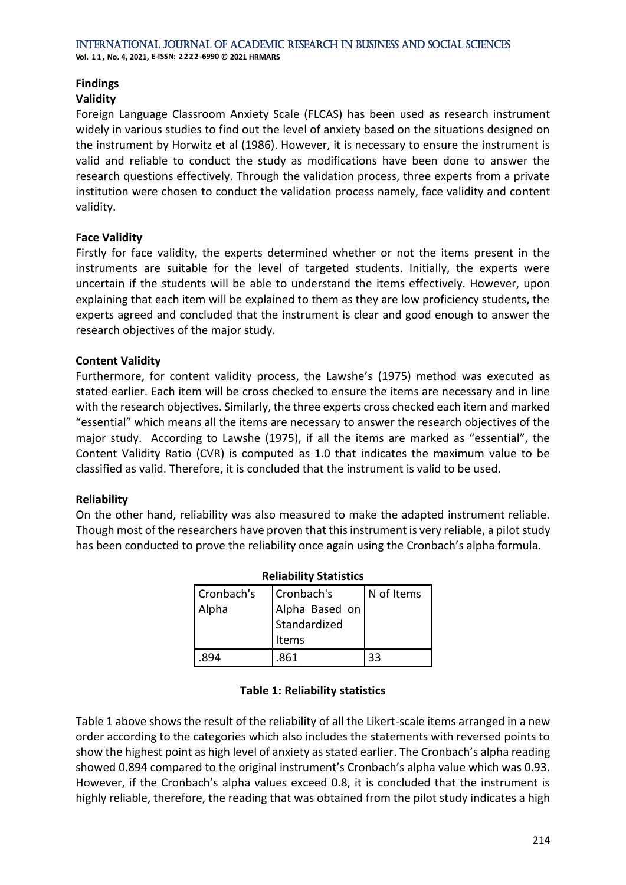## Findings

### Validity

Foreign Language Classroom Anxiety Scale (FLCAS) has been used as research instrument widely in various studies to find out the level of anxiety based on the situations designed on the instrument by Horwitz et al (1986). However, it is necessary to ensure the instrument is valid and reliable to conduct the study as modifications have been done to answer the research questions effectively. Through the validation process, three experts from a private institution were chosen to conduct the validation process namely, face validity and content validity.

### Face Validity

Firstly for face validity, the experts determined whether or not the items present in the instruments are suitable for the level of targeted students. Initially, the experts were uncertain if the students will be able to understand the items effectively. However, upon explaining that each item will be explained to them as they are low proficiency students, the experts agreed and concluded that the instrument is clear and good enough to answer the research objectives of the major study.

### Content Validity

Furthermore, for content validity process, the Lawshe's (1975) method was executed as stated earlier. Each item will be cross checked to ensure the items are necessary and in line with the research objectives. Similarly, the three experts cross checked each item and marked "essential" which means all the items are necessary to answer the research objectives of the major study. According to Lawshe (1975), if all the items are marked as "essential", the Content Validity Ratio (CVR) is computed as 1.0 that indicates the maximum value to be classified as valid. Therefore, it is concluded that the instrument is valid to be used.

### Reliability

On the other hand, reliability was also measured to make the adapted instrument reliable. Though most of the researchers have proven that this instrument is very reliable, a pilot study has been conducted to prove the reliability once again using the Cronbach's alpha formula.

**Reliability Statistics**

| Cronbach's Alpha | Cronbach's Alpha Based on Standardized Items | N of Items |
|---|---|---|
| .894 | .861 | 33 |

**Table 1: Reliability statistics**

Table 1 above shows the result of the reliability of all the Likert-scale items arranged in a new order according to the categories which also includes the statements with reversed points to show the highest point as high level of anxiety as stated earlier. The Cronbach's alpha reading showed 0.894 compared to the original instrument's Cronbach's alpha value which was 0.93. However, if the Cronbach's alpha values exceed 0.8, it is concluded that the instrument is highly reliable, therefore, the reading that was obtained from the pilot study indicates a high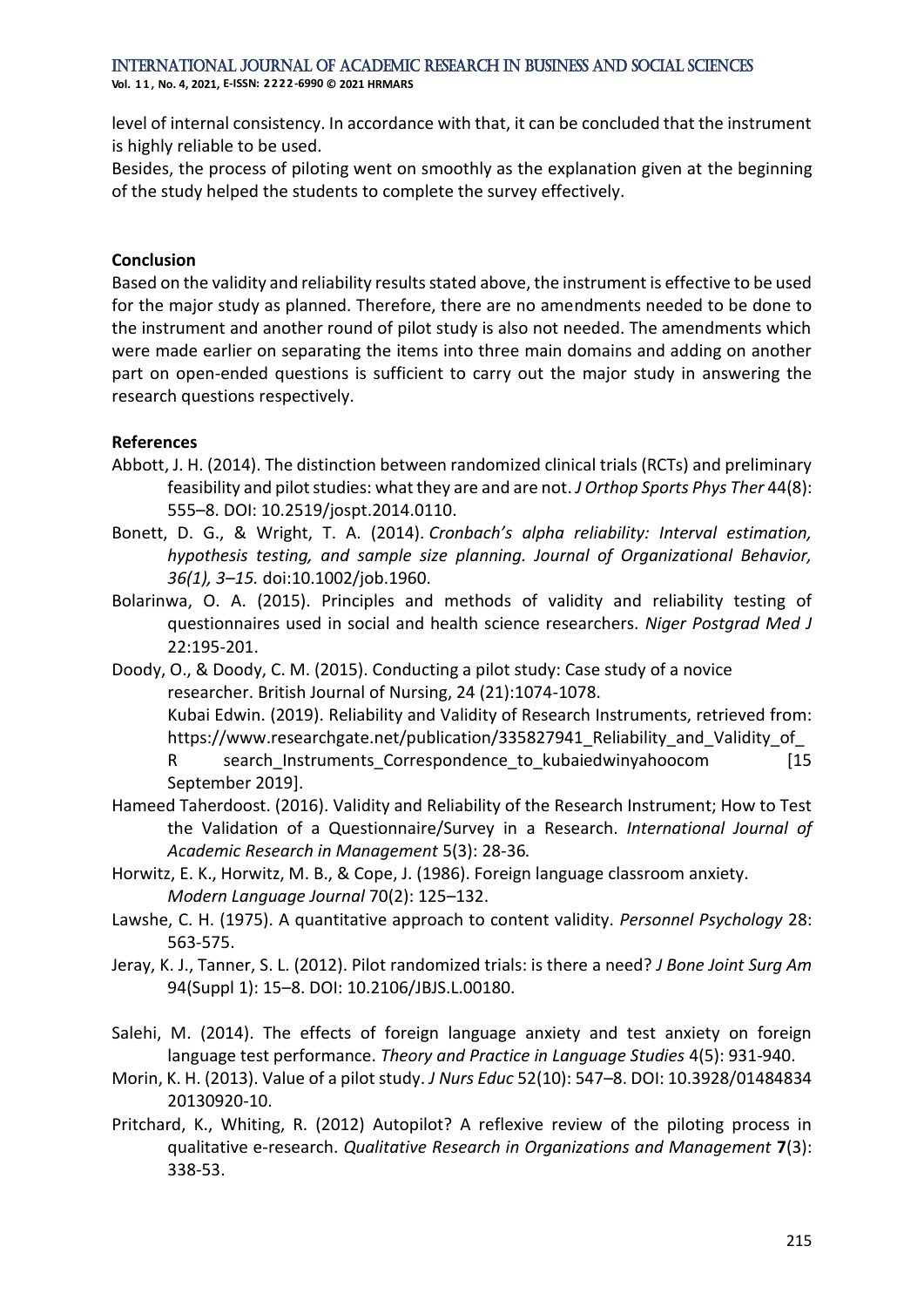level of internal consistency. In accordance with that, it can be concluded that the instrument is highly reliable to be used.

Besides, the process of piloting went on smoothly as the explanation given at the beginning of the study helped the students to complete the survey effectively.

**Conclusion**

Based on the validity and reliability results stated above, the instrument is effective to be used for the major study as planned. Therefore, there are no amendments needed to be done to the instrument and another round of pilot study is also not needed. The amendments which were made earlier on separating the items into three main domains and adding on another part on open-ended questions is sufficient to carry out the major study in answering the research questions respectively.

**References**

Abbott, J. H. (2014). The distinction between randomized clinical trials (RCTs) and preliminary feasibility and pilot studies: what they are and are not. *J Orthop Sports Phys Ther* 44(8): 555–8. DOI: 10.2519/jospt.2014.0110.

Bonett, D. G., & Wright, T. A. (2014). *Cronbach's alpha reliability: Interval estimation, hypothesis testing, and sample size planning. Journal of Organizational Behavior, 36(1), 3–15.* doi:10.1002/job.1960.

Bolarinwa, O. A. (2015). Principles and methods of validity and reliability testing of questionnaires used in social and health science researchers. *Niger Postgrad Med J* 22:195-201.

Doody, O., & Doody, C. M. (2015). Conducting a pilot study: Case study of a novice researcher. British Journal of Nursing, 24 (21):1074-1078.
Kubai Edwin. (2019). Reliability and Validity of Research Instruments, retrieved from: https://www.researchgate.net/publication/335827941_Reliability_and_Validity_of_R search_Instruments_Correspondence_to_kubaiedwinyahoocom [15 September 2019].

Hameed Taherdoost. (2016). Validity and Reliability of the Research Instrument; How to Test the Validation of a Questionnaire/Survey in a Research. *International Journal of Academic Research in Management* 5(3): 28-36*.*

Horwitz, E. K., Horwitz, M. B., & Cope, J. (1986). Foreign language classroom anxiety. *Modern Language Journal* 70(2): 125–132.

Lawshe, C. H. (1975). A quantitative approach to content validity. *Personnel Psychology* 28: 563-575.

Jeray, K. J., Tanner, S. L. (2012). Pilot randomized trials: is there a need? *J Bone Joint Surg Am* 94(Suppl 1): 15–8. DOI: 10.2106/JBJS.L.00180.

Salehi, M. (2014). The effects of foreign language anxiety and test anxiety on foreign language test performance. *Theory and Practice in Language Studies* 4(5): 931-940.

Morin, K. H. (2013). Value of a pilot study. *J Nurs Educ* 52(10): 547–8. DOI: 10.3928/01484834 20130920-10.

Pritchard, K., Whiting, R. (2012) Autopilot? A reflexive review of the piloting process in qualitative e-research. *Qualitative Research in Organizations and Management* **7**(3): 338-53.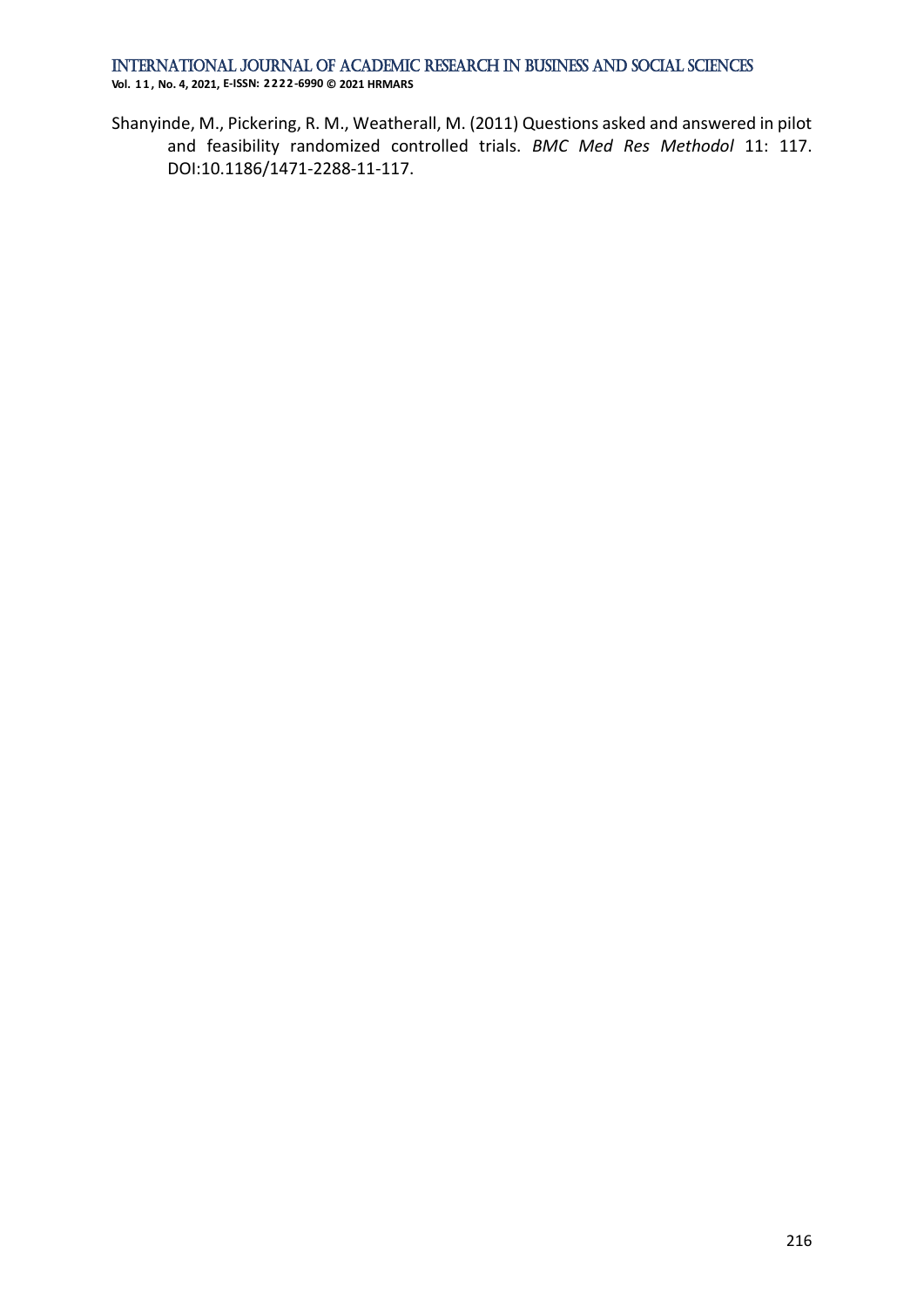Shanyinde, M., Pickering, R. M., Weatherall, M. (2011) Questions asked and answered in pilot and feasibility randomized controlled trials. *BMC Med Res Methodol* 11: 117. DOI:10.1186/1471-2288-11-117.